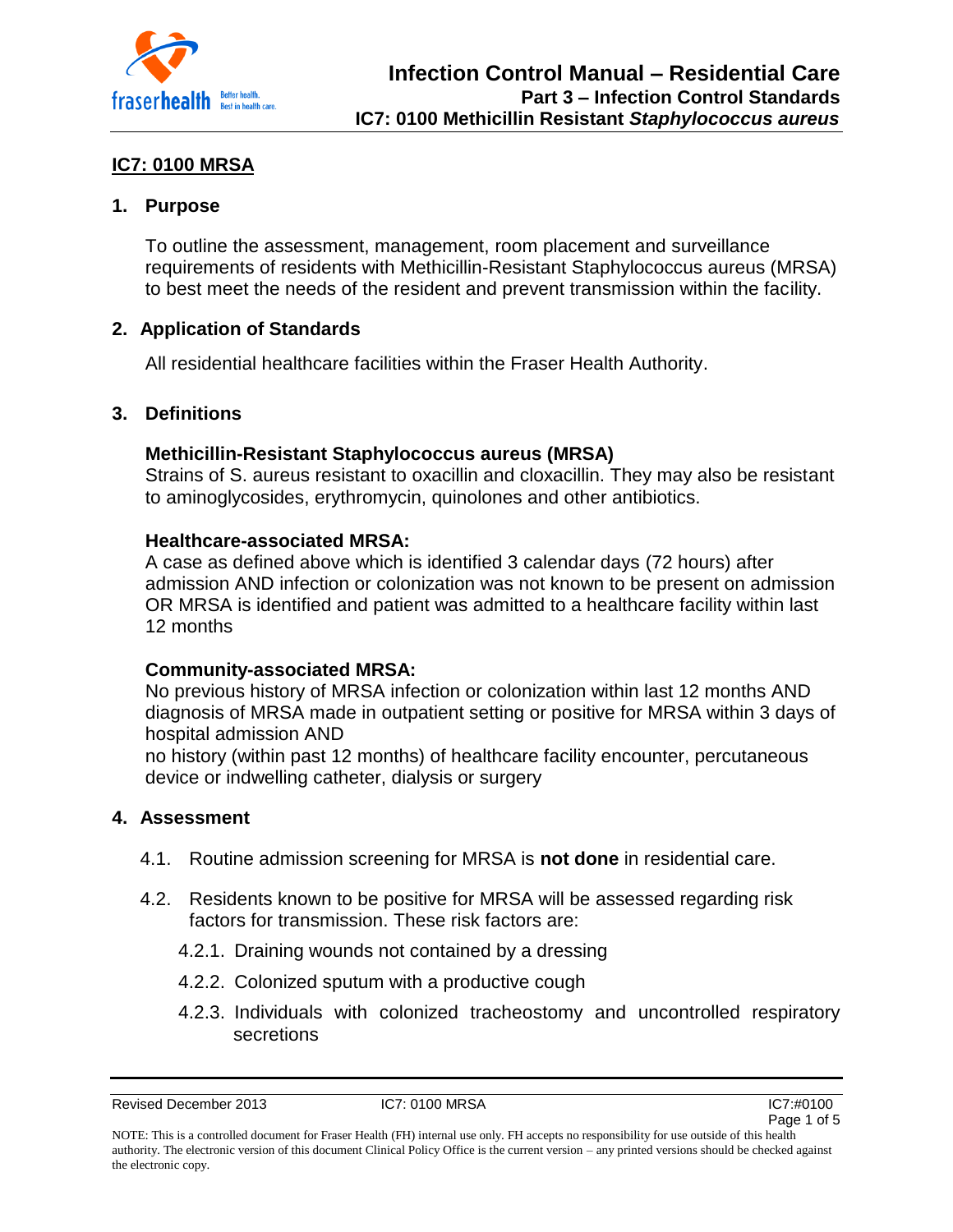## IC7: 0100 MRSA

### 1. Purpose

To outline the assessment, management, room placement and surveillance requirements of residents with Methicillin-Resistant Staphylococcus aureus (MRSA) to best meet the needs of the resident and prevent transmission within the facility.

### 2. Application of Standards

All residential healthcare facilities within the Fraser Health Authority.

### 3. Definitions

**Methicillin-Resistant Staphylococcus aureus (MRSA)**
Strains of S. aureus resistant to oxacillin and cloxacillin. They may also be resistant to aminoglycosides, erythromycin, quinolones and other antibiotics.

**Healthcare-associated MRSA:**
A case as defined above which is identified 3 calendar days (72 hours) after admission AND infection or colonization was not known to be present on admission OR MRSA is identified and patient was admitted to a healthcare facility within last 12 months

**Community-associated MRSA:**
No previous history of MRSA infection or colonization within last 12 months AND diagnosis of MRSA made in outpatient setting or positive for MRSA within 3 days of hospital admission AND
no history (within past 12 months) of healthcare facility encounter, percutaneous device or indwelling catheter, dialysis or surgery

### 4. Assessment

4.1. Routine admission screening for MRSA is **not done** in residential care.

4.2. Residents known to be positive for MRSA will be assessed regarding risk factors for transmission. These risk factors are:

4.2.1. Draining wounds not contained by a dressing

4.2.2. Colonized sputum with a productive cough

4.2.3. Individuals with colonized tracheostomy and uncontrolled respiratory secretions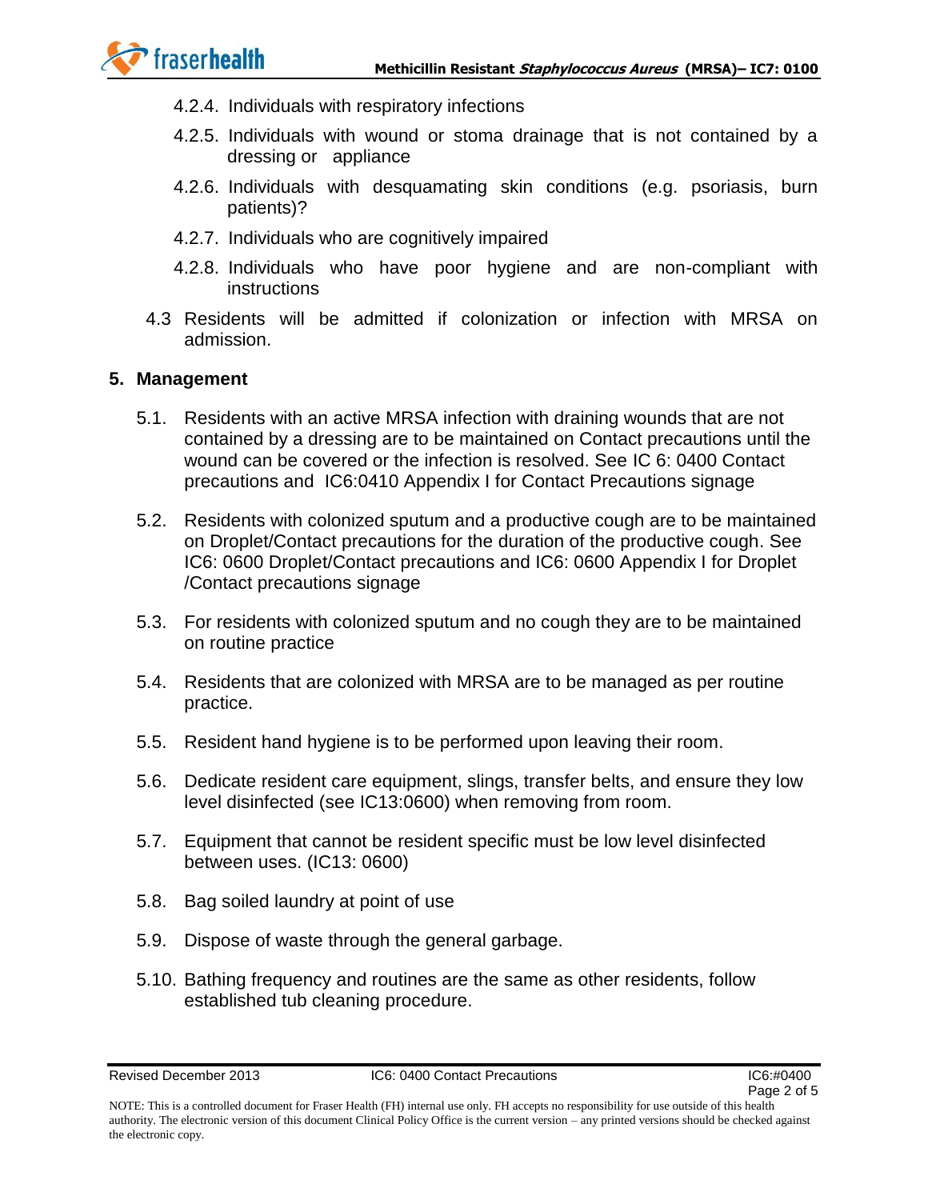4.2.4. Individuals with respiratory infections

4.2.5. Individuals with wound or stoma drainage that is not contained by a dressing or appliance

4.2.6. Individuals with desquamating skin conditions (e.g. psoriasis, burn patients)?

4.2.7. Individuals who are cognitively impaired

4.2.8. Individuals who have poor hygiene and are non-compliant with instructions

4.3 Residents will be admitted if colonization or infection with MRSA on admission.

## 5. Management

5.1. Residents with an active MRSA infection with draining wounds that are not contained by a dressing are to be maintained on Contact precautions until the wound can be covered or the infection is resolved. See IC 6: 0400 Contact precautions and IC6:0410 Appendix I for Contact Precautions signage

5.2. Residents with colonized sputum and a productive cough are to be maintained on Droplet/Contact precautions for the duration of the productive cough. See IC6: 0600 Droplet/Contact precautions and IC6: 0600 Appendix I for Droplet /Contact precautions signage

5.3. For residents with colonized sputum and no cough they are to be maintained on routine practice

5.4. Residents that are colonized with MRSA are to be managed as per routine practice.

5.5. Resident hand hygiene is to be performed upon leaving their room.

5.6. Dedicate resident care equipment, slings, transfer belts, and ensure they low level disinfected (see IC13:0600) when removing from room.

5.7. Equipment that cannot be resident specific must be low level disinfected between uses. (IC13: 0600)

5.8. Bag soiled laundry at point of use

5.9. Dispose of waste through the general garbage.

5.10. Bathing frequency and routines are the same as other residents, follow established tub cleaning procedure.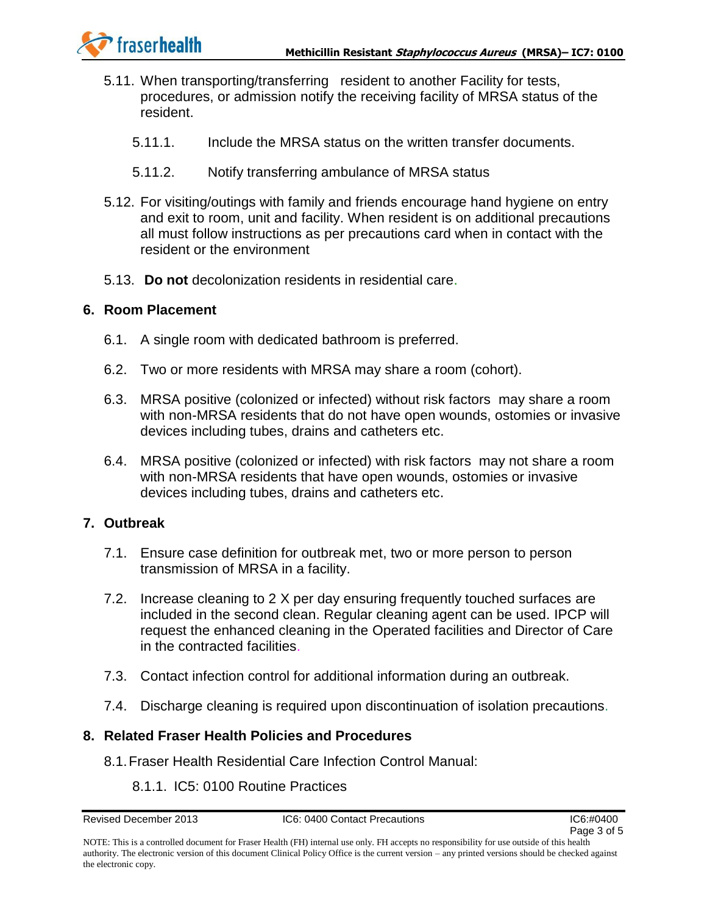5.11. When transporting/transferring resident to another Facility for tests, procedures, or admission notify the receiving facility of MRSA status of the resident.

5.11.1. Include the MRSA status on the written transfer documents.

5.11.2. Notify transferring ambulance of MRSA status

5.12. For visiting/outings with family and friends encourage hand hygiene on entry and exit to room, unit and facility. When resident is on additional precautions all must follow instructions as per precautions card when in contact with the resident or the environment

5.13. **Do not** decolonization residents in residential care.

## 6. Room Placement

6.1. A single room with dedicated bathroom is preferred.

6.2. Two or more residents with MRSA may share a room (cohort).

6.3. MRSA positive (colonized or infected) without risk factors may share a room with non-MRSA residents that do not have open wounds, ostomies or invasive devices including tubes, drains and catheters etc.

6.4. MRSA positive (colonized or infected) with risk factors may not share a room with non-MRSA residents that have open wounds, ostomies or invasive devices including tubes, drains and catheters etc.

## 7. Outbreak

7.1. Ensure case definition for outbreak met, two or more person to person transmission of MRSA in a facility.

7.2. Increase cleaning to 2 X per day ensuring frequently touched surfaces are included in the second clean. Regular cleaning agent can be used. IPCP will request the enhanced cleaning in the Operated facilities and Director of Care in the contracted facilities.

7.3. Contact infection control for additional information during an outbreak.

7.4. Discharge cleaning is required upon discontinuation of isolation precautions.

## 8. Related Fraser Health Policies and Procedures

8.1. Fraser Health Residential Care Infection Control Manual:

8.1.1. IC5: 0100 Routine Practices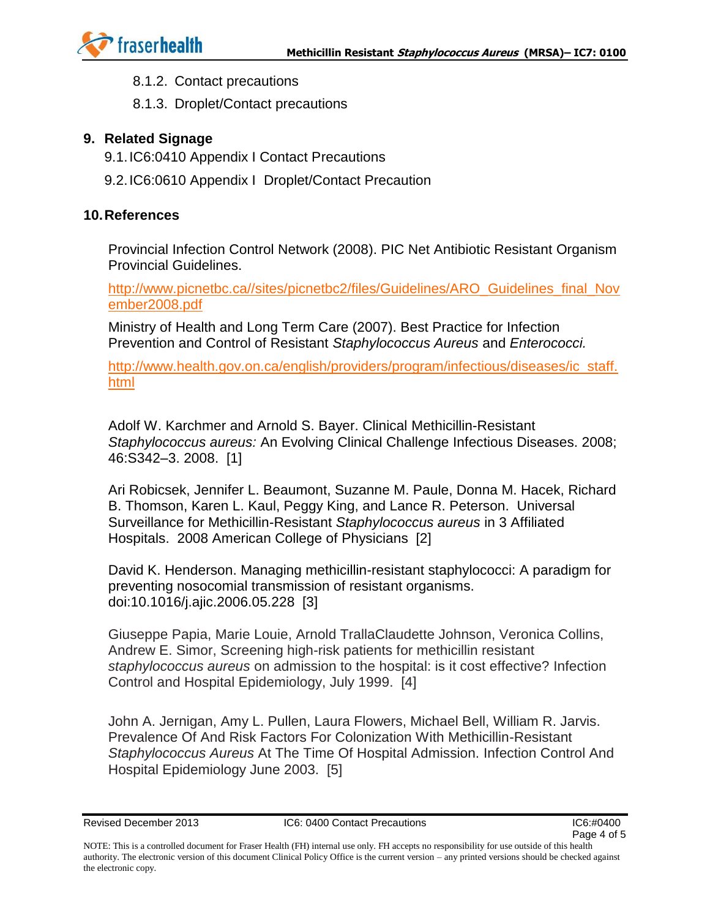8.1.2. Contact precautions

8.1.3. Droplet/Contact precautions

## 9. Related Signage

9.1. IC6:0410 Appendix I Contact Precautions

9.2. IC6:0610 Appendix I Droplet/Contact Precaution

## 10. References

Provincial Infection Control Network (2008). PIC Net Antibiotic Resistant Organism Provincial Guidelines.

http://www.picnetbc.ca//sites/picnetbc2/files/Guidelines/ARO_Guidelines_final_November2008.pdf

Ministry of Health and Long Term Care (2007). Best Practice for Infection Prevention and Control of Resistant *Staphylococcus Aureus* and *Enterococci.*

http://www.health.gov.on.ca/english/providers/program/infectious/diseases/ic_staff.html

Adolf W. Karchmer and Arnold S. Bayer. Clinical Methicillin-Resistant *Staphylococcus aureus:* An Evolving Clinical Challenge Infectious Diseases. 2008; 46:S342–3. 2008. [1]

Ari Robicsek, Jennifer L. Beaumont, Suzanne M. Paule, Donna M. Hacek, Richard B. Thomson, Karen L. Kaul, Peggy King, and Lance R. Peterson. Universal Surveillance for Methicillin-Resistant *Staphylococcus aureus* in 3 Affiliated Hospitals. 2008 American College of Physicians [2]

David K. Henderson. Managing methicillin-resistant staphylococci: A paradigm for preventing nosocomial transmission of resistant organisms. doi:10.1016/j.ajic.2006.05.228 [3]

Giuseppe Papia, Marie Louie, Arnold TrallaClaudette Johnson, Veronica Collins, Andrew E. Simor, Screening high-risk patients for methicillin resistant *staphylococcus aureus* on admission to the hospital: is it cost effective? Infection Control and Hospital Epidemiology, July 1999. [4]

John A. Jernigan, Amy L. Pullen, Laura Flowers, Michael Bell, William R. Jarvis. Prevalence Of And Risk Factors For Colonization With Methicillin-Resistant *Staphylococcus Aureus* At The Time Of Hospital Admission. Infection Control And Hospital Epidemiology June 2003. [5]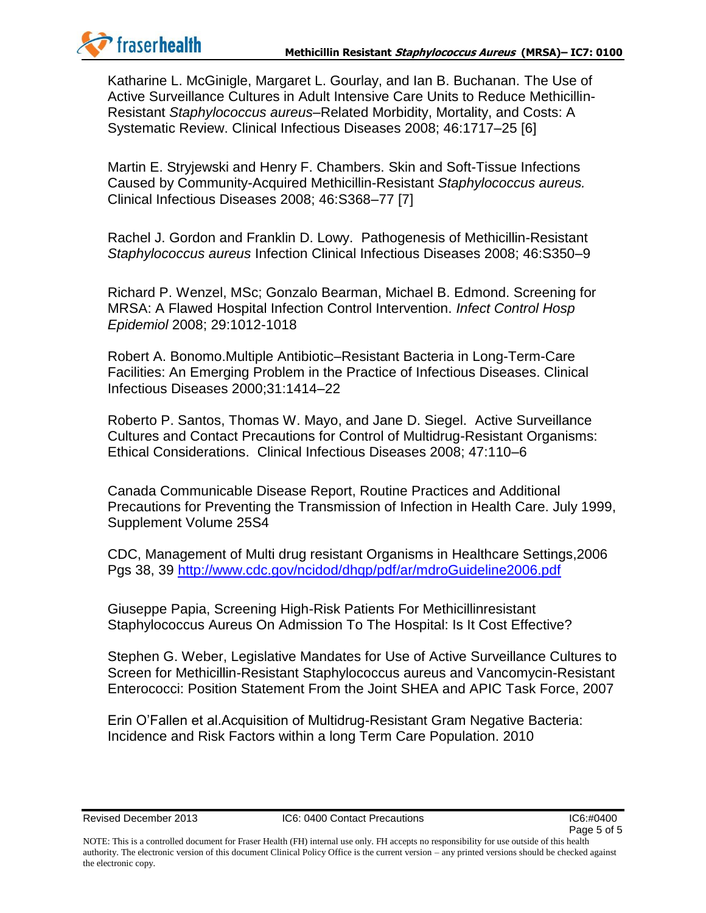Katharine L. McGinigle, Margaret L. Gourlay, and Ian B. Buchanan. The Use of Active Surveillance Cultures in Adult Intensive Care Units to Reduce Methicillin-Resistant *Staphylococcus aureus*–Related Morbidity, Mortality, and Costs: A Systematic Review. Clinical Infectious Diseases 2008; 46:1717–25 [6]

Martin E. Stryjewski and Henry F. Chambers. Skin and Soft-Tissue Infections Caused by Community-Acquired Methicillin-Resistant *Staphylococcus aureus.* Clinical Infectious Diseases 2008; 46:S368–77 [7]

Rachel J. Gordon and Franklin D. Lowy. Pathogenesis of Methicillin-Resistant *Staphylococcus aureus* Infection Clinical Infectious Diseases 2008; 46:S350–9

Richard P. Wenzel, MSc; Gonzalo Bearman, Michael B. Edmond. Screening for MRSA: A Flawed Hospital Infection Control Intervention. *Infect Control Hosp Epidemiol* 2008; 29:1012-1018

Robert A. Bonomo.Multiple Antibiotic–Resistant Bacteria in Long-Term-Care Facilities: An Emerging Problem in the Practice of Infectious Diseases. Clinical Infectious Diseases 2000;31:1414–22

Roberto P. Santos, Thomas W. Mayo, and Jane D. Siegel. Active Surveillance Cultures and Contact Precautions for Control of Multidrug-Resistant Organisms: Ethical Considerations. Clinical Infectious Diseases 2008; 47:110–6

Canada Communicable Disease Report, Routine Practices and Additional Precautions for Preventing the Transmission of Infection in Health Care. July 1999, Supplement Volume 25S4

CDC, Management of Multi drug resistant Organisms in Healthcare Settings,2006 Pgs 38, 39 http://www.cdc.gov/ncidod/dhqp/pdf/ar/mdroGuideline2006.pdf

Giuseppe Papia, Screening High-Risk Patients For Methicillinresistant Staphylococcus Aureus On Admission To The Hospital: Is It Cost Effective?

Stephen G. Weber, Legislative Mandates for Use of Active Surveillance Cultures to Screen for Methicillin-Resistant Staphylococcus aureus and Vancomycin-Resistant Enterococci: Position Statement From the Joint SHEA and APIC Task Force, 2007

Erin O'Fallen et al.Acquisition of Multidrug-Resistant Gram Negative Bacteria: Incidence and Risk Factors within a long Term Care Population. 2010